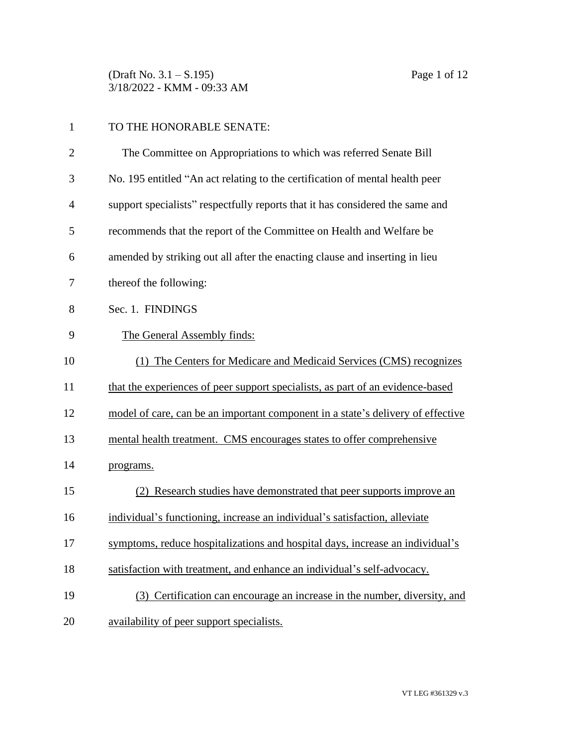TO THE HONORABLE SENATE:

The Committee on Appropriations to which was referred Senate Bill No. 195 entitled "An act relating to the certification of mental health peer support specialists" respectfully reports that it has considered the same and recommends that the report of the Committee on Health and Welfare be amended by striking out all after the enacting clause and inserting in lieu thereof the following:

Sec. 1. FINDINGS

The General Assembly finds:

(1) The Centers for Medicare and Medicaid Services (CMS) recognizes that the experiences of peer support specialists, as part of an evidence-based model of care, can be an important component in a state's delivery of effective mental health treatment. CMS encourages states to offer comprehensive programs.

(2) Research studies have demonstrated that peer supports improve an individual's functioning, increase an individual's satisfaction, alleviate symptoms, reduce hospitalizations and hospital days, increase an individual's satisfaction with treatment, and enhance an individual's self-advocacy.

(3) Certification can encourage an increase in the number, diversity, and availability of peer support specialists.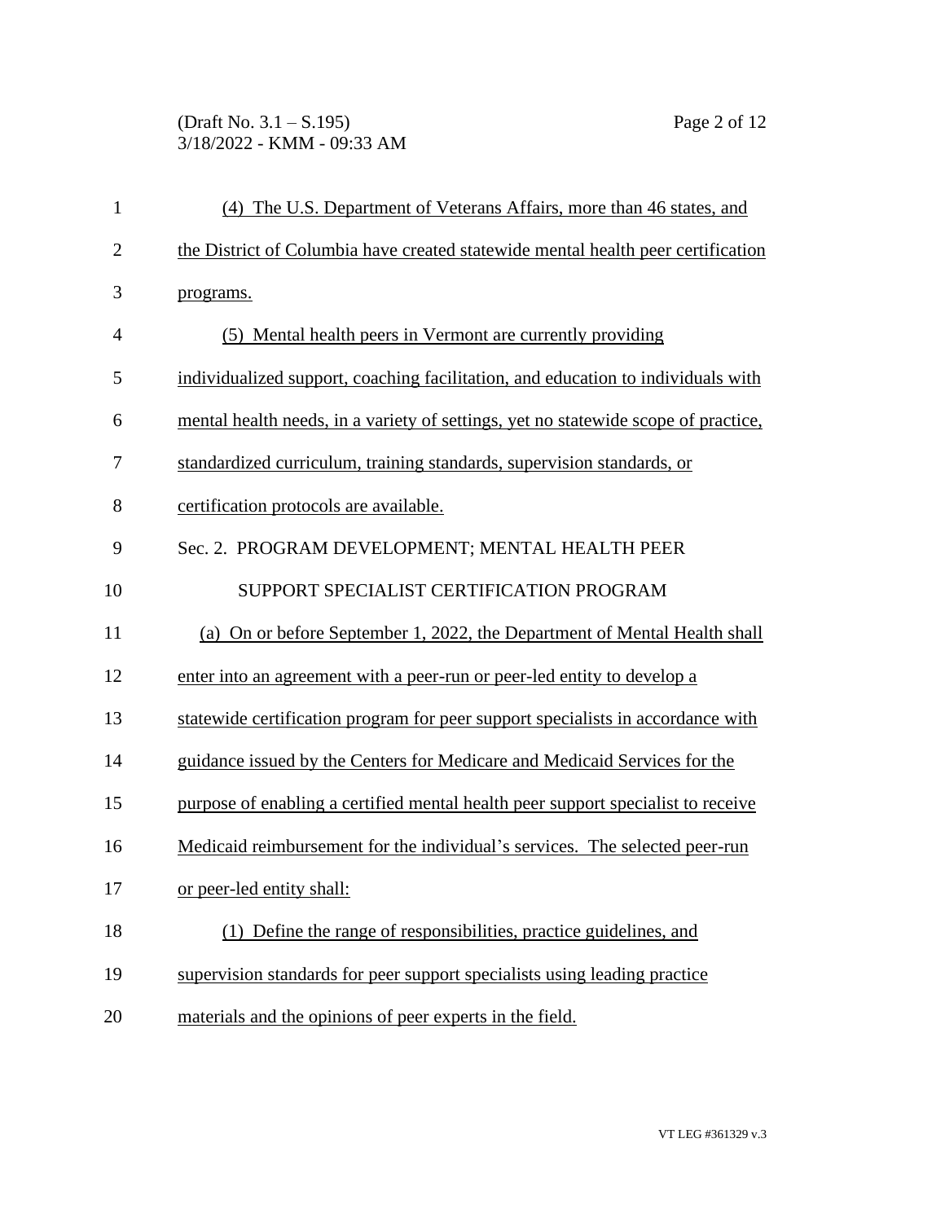(4) The U.S. Department of Veterans Affairs, more than 46 states, and the District of Columbia have created statewide mental health peer certification programs.

(5) Mental health peers in Vermont are currently providing individualized support, coaching facilitation, and education to individuals with mental health needs, in a variety of settings, yet no statewide scope of practice, standardized curriculum, training standards, supervision standards, or certification protocols are available.

Sec. 2. PROGRAM DEVELOPMENT; MENTAL HEALTH PEER SUPPORT SPECIALIST CERTIFICATION PROGRAM

(a) On or before September 1, 2022, the Department of Mental Health shall enter into an agreement with a peer-run or peer-led entity to develop a statewide certification program for peer support specialists in accordance with guidance issued by the Centers for Medicare and Medicaid Services for the purpose of enabling a certified mental health peer support specialist to receive Medicaid reimbursement for the individual's services. The selected peer-run or peer-led entity shall:

(1) Define the range of responsibilities, practice guidelines, and supervision standards for peer support specialists using leading practice materials and the opinions of peer experts in the field.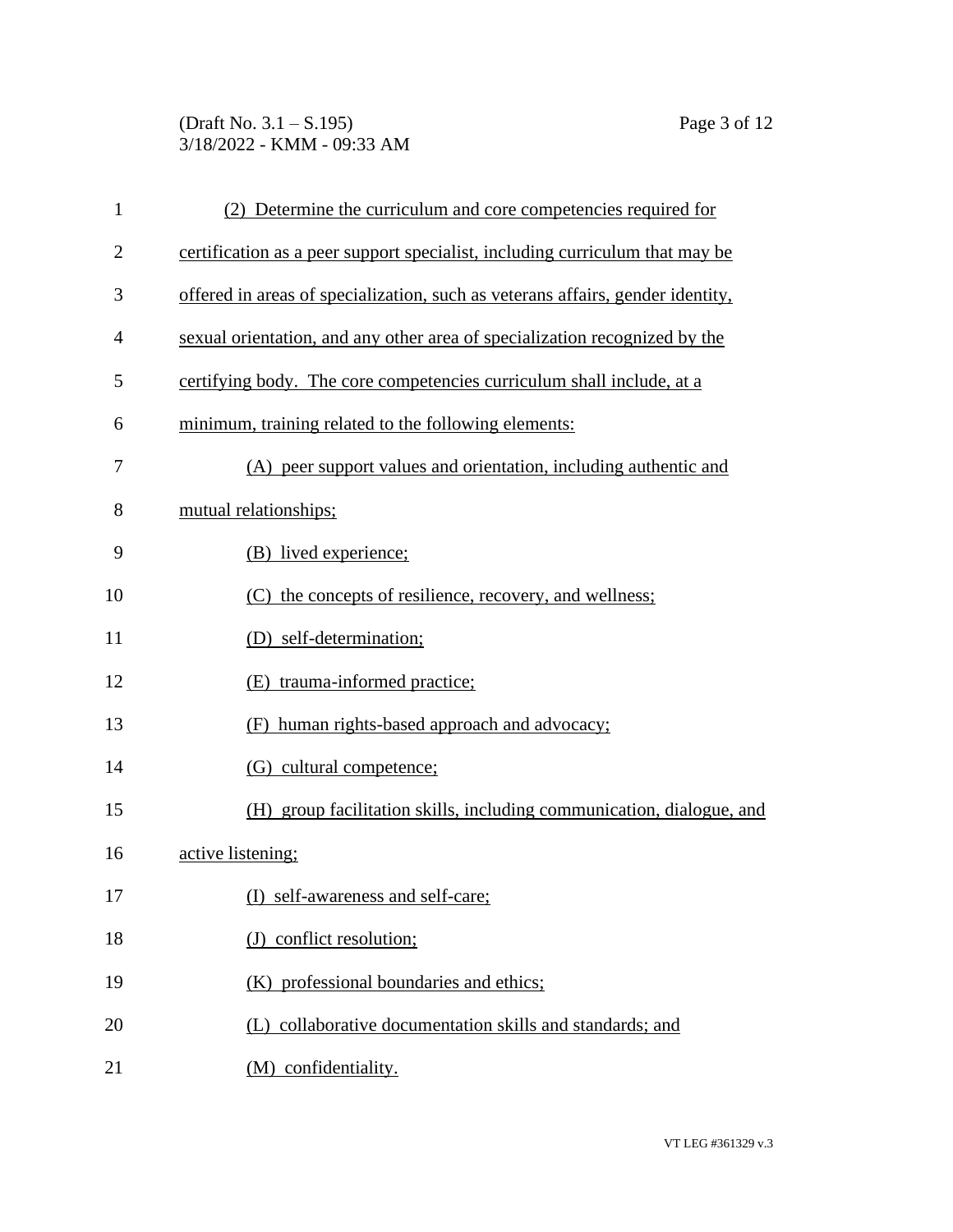(2) Determine the curriculum and core competencies required for certification as a peer support specialist, including curriculum that may be offered in areas of specialization, such as veterans affairs, gender identity, sexual orientation, and any other area of specialization recognized by the certifying body. The core competencies curriculum shall include, at a minimum, training related to the following elements:

(A) peer support values and orientation, including authentic and mutual relationships;

(B) lived experience;

(C) the concepts of resilience, recovery, and wellness;

(D) self-determination;

(E) trauma-informed practice;

(F) human rights-based approach and advocacy;

(G) cultural competence;

(H) group facilitation skills, including communication, dialogue, and active listening;

(I) self-awareness and self-care;

(J) conflict resolution;

(K) professional boundaries and ethics;

(L) collaborative documentation skills and standards; and

(M) confidentiality.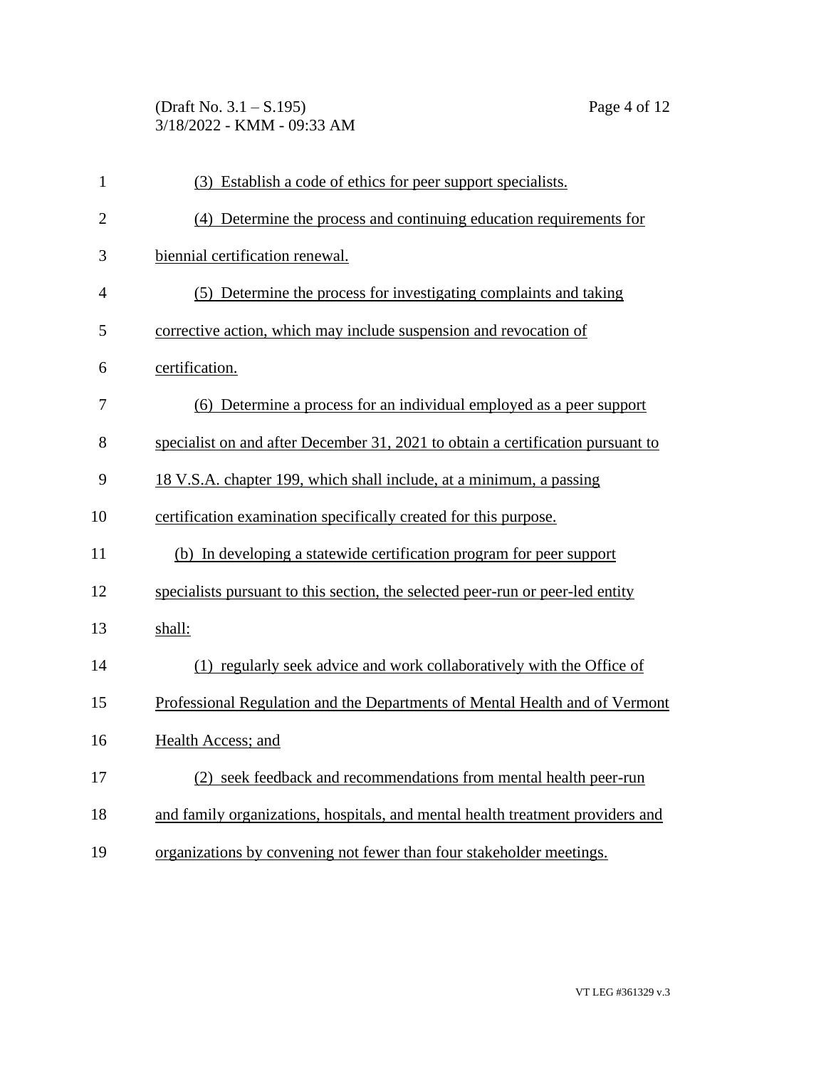(3) Establish a code of ethics for peer support specialists.

(4) Determine the process and continuing education requirements for biennial certification renewal.

(5) Determine the process for investigating complaints and taking corrective action, which may include suspension and revocation of certification.

(6) Determine a process for an individual employed as a peer support specialist on and after December 31, 2021 to obtain a certification pursuant to 18 V.S.A. chapter 199, which shall include, at a minimum, a passing certification examination specifically created for this purpose.

(b) In developing a statewide certification program for peer support specialists pursuant to this section, the selected peer-run or peer-led entity shall:

(1) regularly seek advice and work collaboratively with the Office of Professional Regulation and the Departments of Mental Health and of Vermont Health Access; and

(2) seek feedback and recommendations from mental health peer-run and family organizations, hospitals, and mental health treatment providers and organizations by convening not fewer than four stakeholder meetings.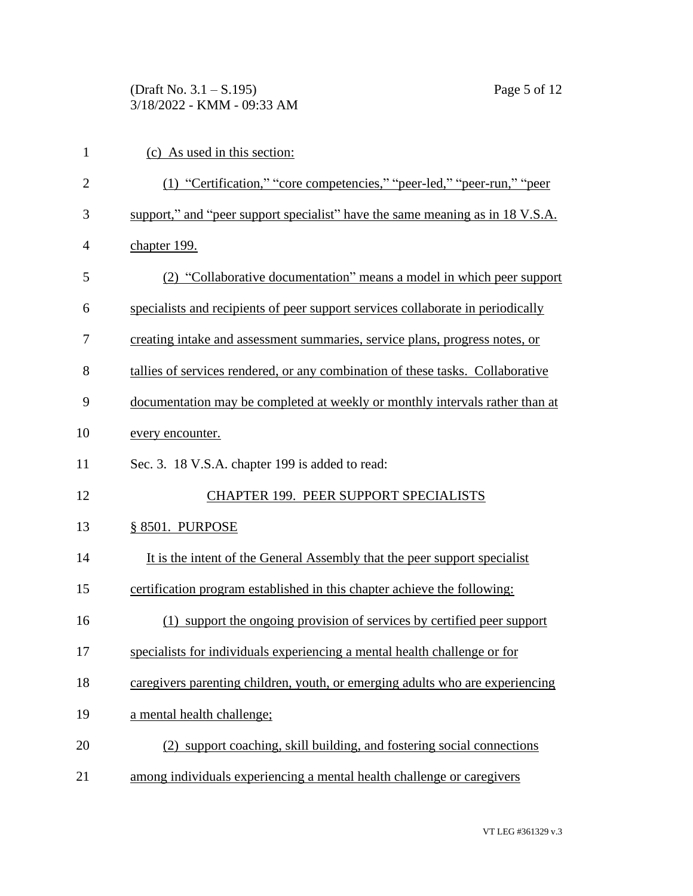(c) As used in this section:

(1) "Certification," "core competencies," "peer-led," "peer-run," "peer support," and "peer support specialist" have the same meaning as in 18 V.S.A. chapter 199.

(2) "Collaborative documentation" means a model in which peer support specialists and recipients of peer support services collaborate in periodically creating intake and assessment summaries, service plans, progress notes, or tallies of services rendered, or any combination of these tasks. Collaborative documentation may be completed at weekly or monthly intervals rather than at every encounter.

Sec. 3. 18 V.S.A. chapter 199 is added to read:

## CHAPTER 199. PEER SUPPORT SPECIALISTS

### § 8501. PURPOSE

It is the intent of the General Assembly that the peer support specialist certification program established in this chapter achieve the following:

(1) support the ongoing provision of services by certified peer support specialists for individuals experiencing a mental health challenge or for caregivers parenting children, youth, or emerging adults who are experiencing a mental health challenge;

(2) support coaching, skill building, and fostering social connections among individuals experiencing a mental health challenge or caregivers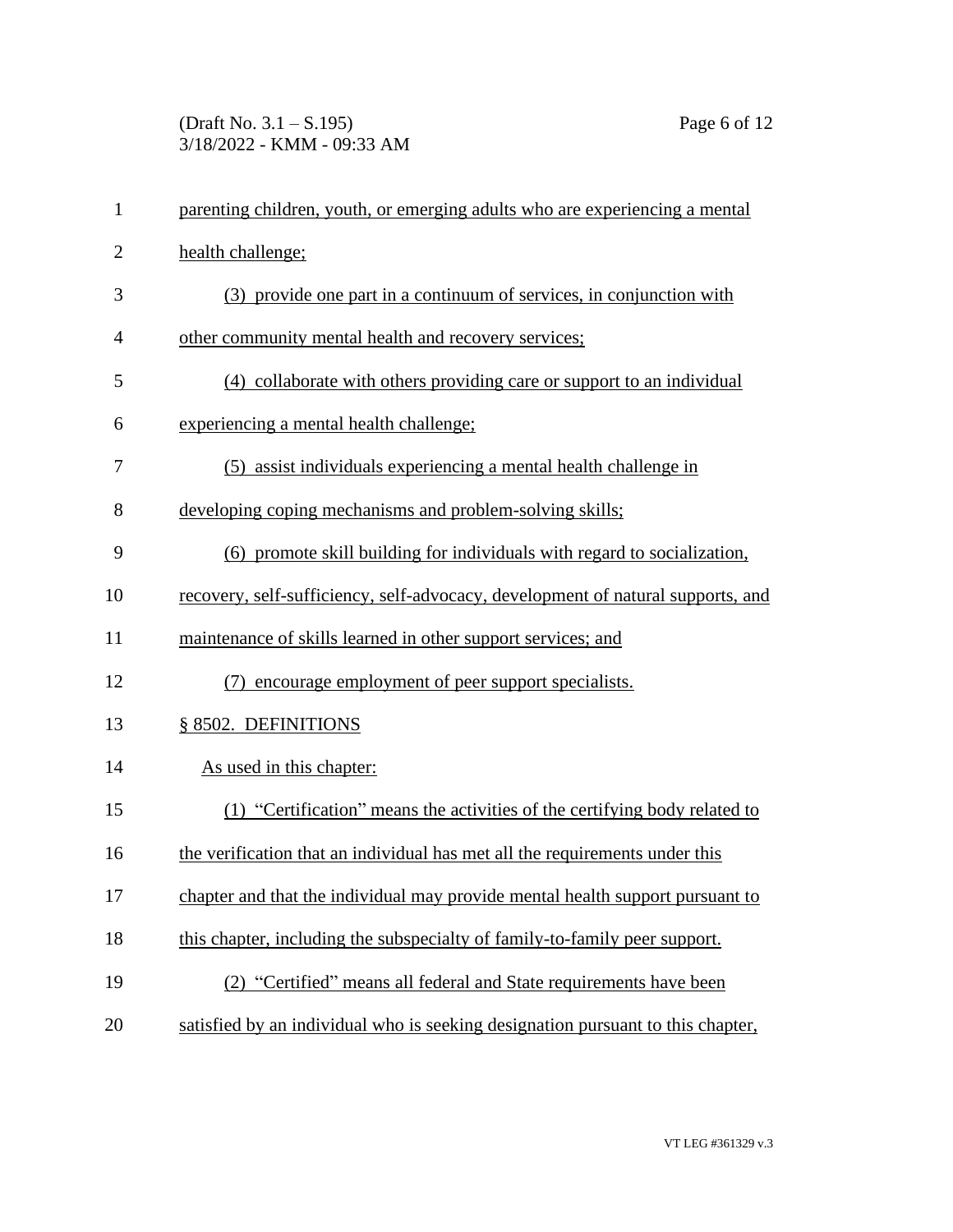parenting children, youth, or emerging adults who are experiencing a mental health challenge;

(3) provide one part in a continuum of services, in conjunction with other community mental health and recovery services;

(4) collaborate with others providing care or support to an individual experiencing a mental health challenge;

(5) assist individuals experiencing a mental health challenge in developing coping mechanisms and problem-solving skills;

(6) promote skill building for individuals with regard to socialization, recovery, self-sufficiency, self-advocacy, development of natural supports, and maintenance of skills learned in other support services; and

(7) encourage employment of peer support specialists.

§ 8502. DEFINITIONS

As used in this chapter:

(1) "Certification" means the activities of the certifying body related to the verification that an individual has met all the requirements under this chapter and that the individual may provide mental health support pursuant to this chapter, including the subspecialty of family-to-family peer support.

(2) "Certified" means all federal and State requirements have been satisfied by an individual who is seeking designation pursuant to this chapter,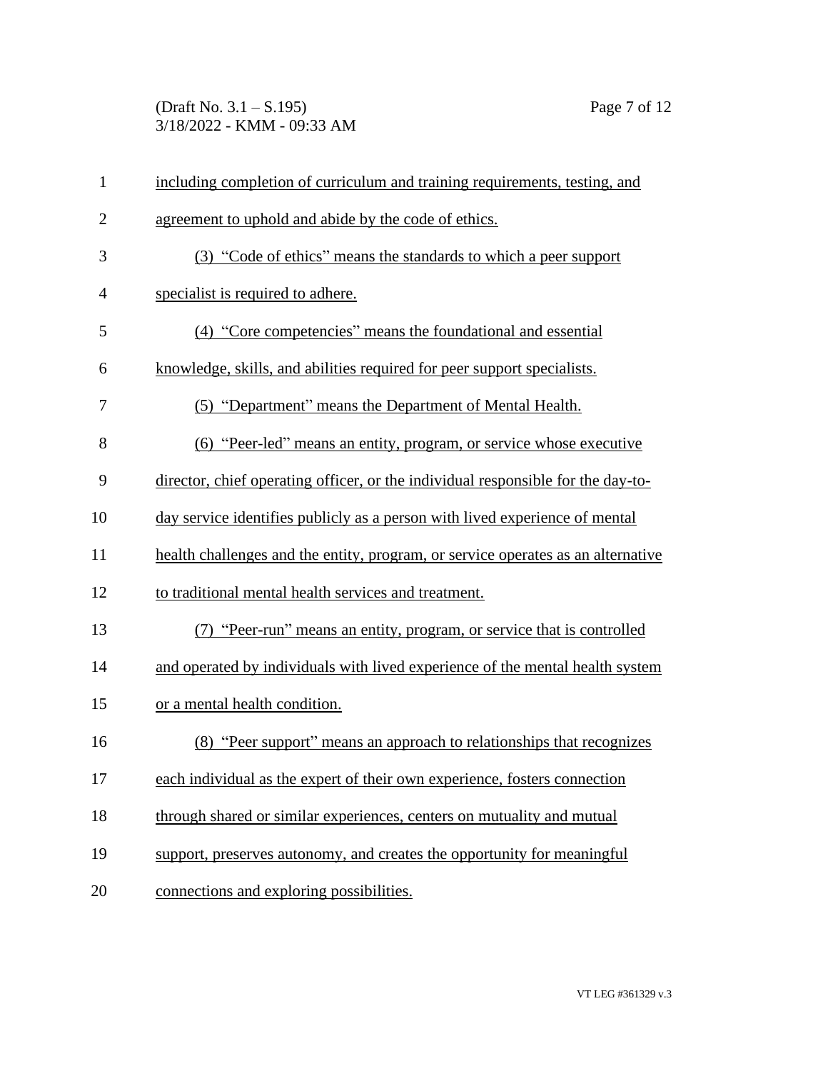including completion of curriculum and training requirements, testing, and agreement to uphold and abide by the code of ethics.

(3) "Code of ethics" means the standards to which a peer support specialist is required to adhere.

(4) "Core competencies" means the foundational and essential knowledge, skills, and abilities required for peer support specialists.

(5) "Department" means the Department of Mental Health.

(6) "Peer-led" means an entity, program, or service whose executive director, chief operating officer, or the individual responsible for the day-to-day service identifies publicly as a person with lived experience of mental health challenges and the entity, program, or service operates as an alternative to traditional mental health services and treatment.

(7) "Peer-run" means an entity, program, or service that is controlled and operated by individuals with lived experience of the mental health system or a mental health condition.

(8) "Peer support" means an approach to relationships that recognizes each individual as the expert of their own experience, fosters connection through shared or similar experiences, centers on mutuality and mutual support, preserves autonomy, and creates the opportunity for meaningful connections and exploring possibilities.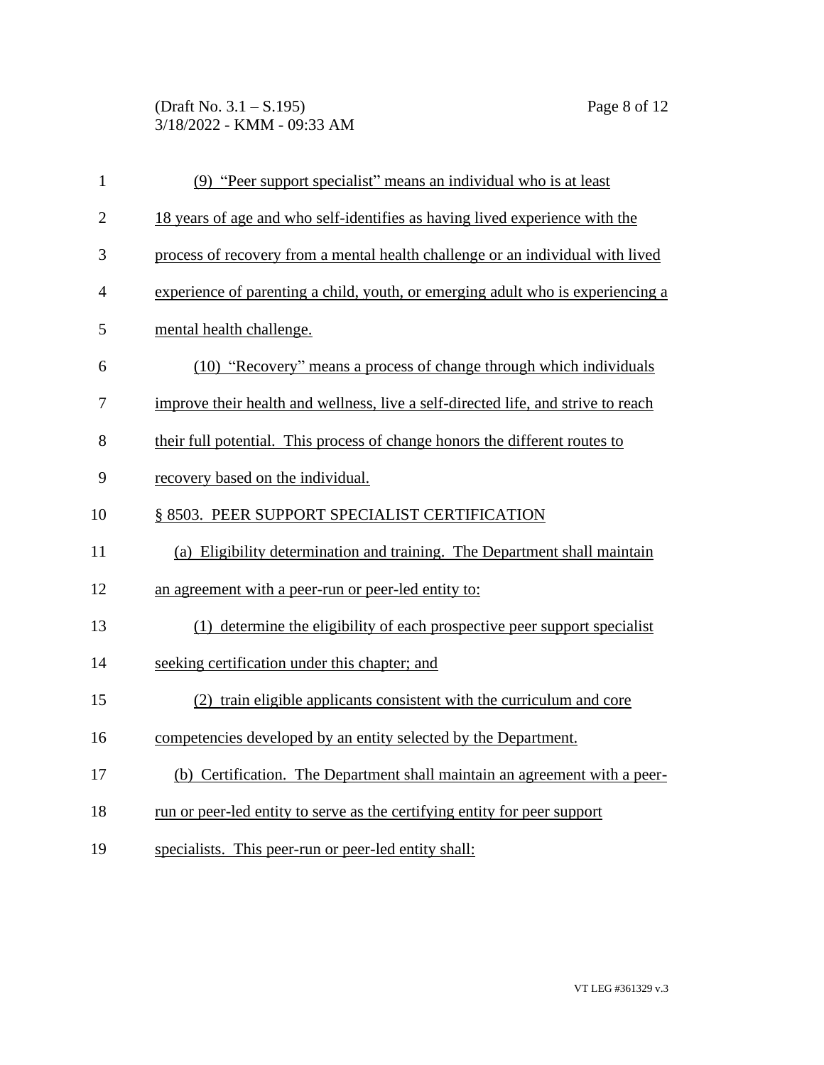(9) "Peer support specialist" means an individual who is at least 18 years of age and who self-identifies as having lived experience with the process of recovery from a mental health challenge or an individual with lived experience of parenting a child, youth, or emerging adult who is experiencing a mental health challenge.

(10) "Recovery" means a process of change through which individuals improve their health and wellness, live a self-directed life, and strive to reach their full potential. This process of change honors the different routes to recovery based on the individual.

§ 8503. PEER SUPPORT SPECIALIST CERTIFICATION

(a) Eligibility determination and training. The Department shall maintain an agreement with a peer-run or peer-led entity to:

(1) determine the eligibility of each prospective peer support specialist seeking certification under this chapter; and

(2) train eligible applicants consistent with the curriculum and core competencies developed by an entity selected by the Department.

(b) Certification. The Department shall maintain an agreement with a peer-run or peer-led entity to serve as the certifying entity for peer support specialists. This peer-run or peer-led entity shall: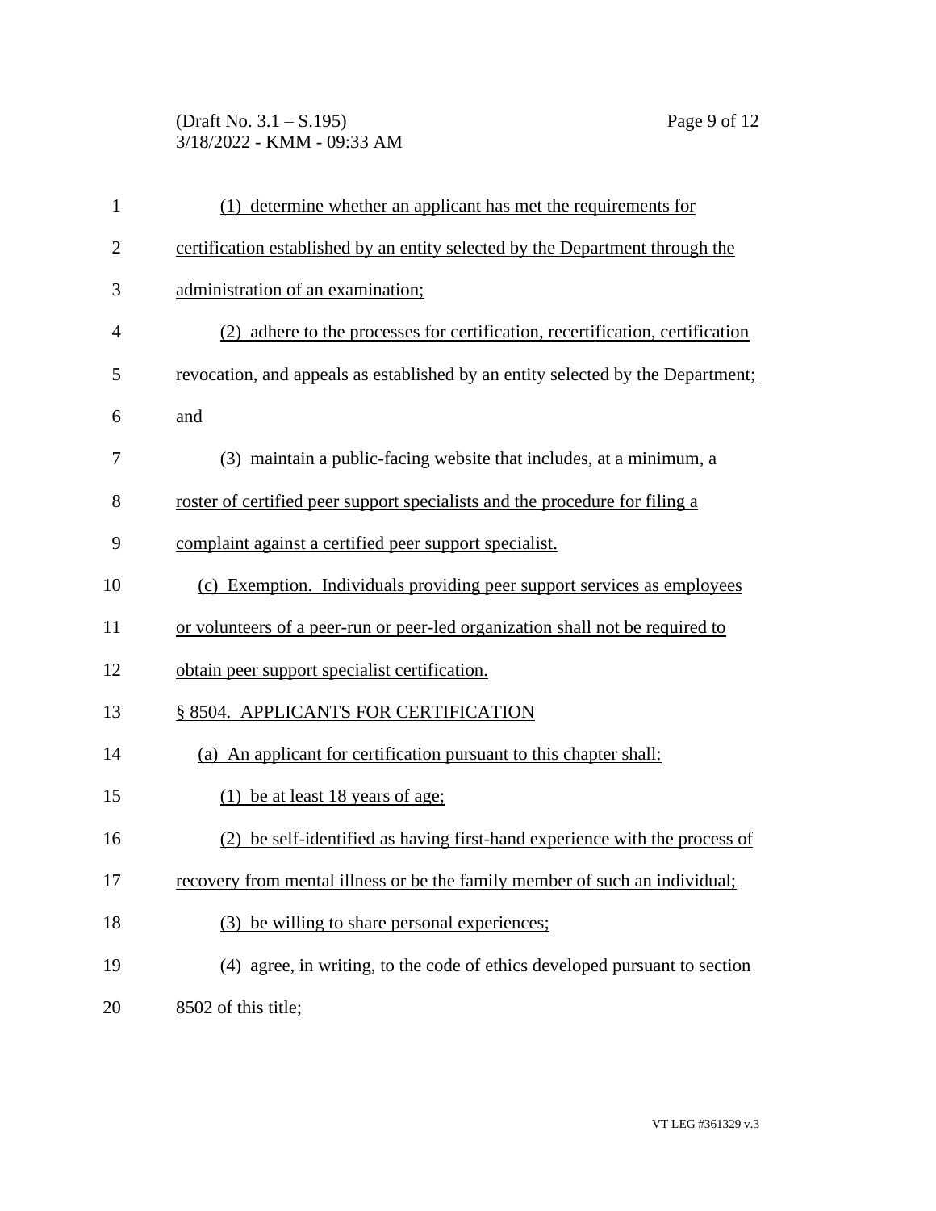(1) determine whether an applicant has met the requirements for certification established by an entity selected by the Department through the administration of an examination;

(2) adhere to the processes for certification, recertification, certification revocation, and appeals as established by an entity selected by the Department; and

(3) maintain a public-facing website that includes, at a minimum, a roster of certified peer support specialists and the procedure for filing a complaint against a certified peer support specialist.

(c) Exemption. Individuals providing peer support services as employees or volunteers of a peer-run or peer-led organization shall not be required to obtain peer support specialist certification.

§ 8504. APPLICANTS FOR CERTIFICATION

(a) An applicant for certification pursuant to this chapter shall:

(1) be at least 18 years of age;

(2) be self-identified as having first-hand experience with the process of recovery from mental illness or be the family member of such an individual;

(3) be willing to share personal experiences;

(4) agree, in writing, to the code of ethics developed pursuant to section 8502 of this title;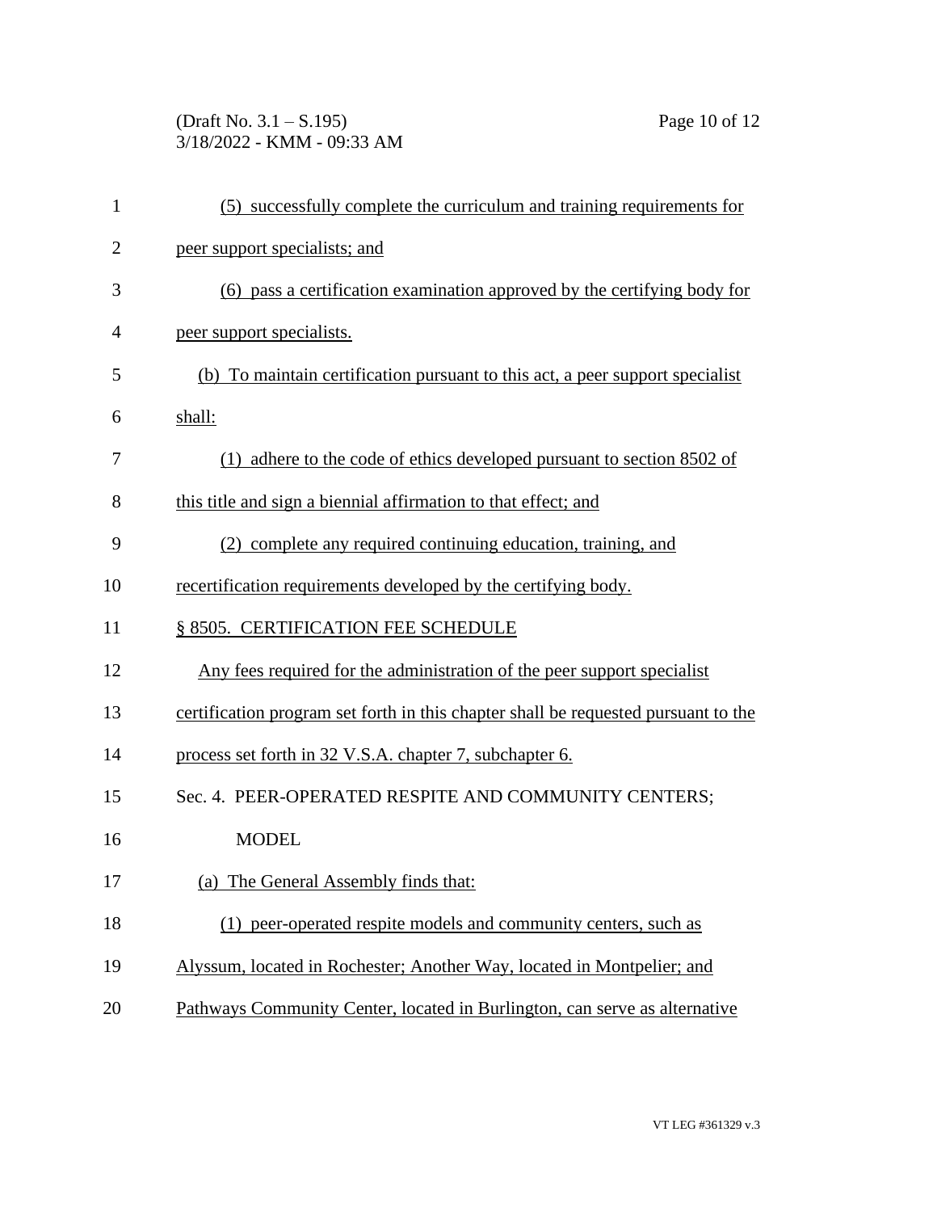(5) successfully complete the curriculum and training requirements for peer support specialists; and

(6) pass a certification examination approved by the certifying body for peer support specialists.

(b) To maintain certification pursuant to this act, a peer support specialist shall:

(1) adhere to the code of ethics developed pursuant to section 8502 of this title and sign a biennial affirmation to that effect; and

(2) complete any required continuing education, training, and recertification requirements developed by the certifying body.

§ 8505. CERTIFICATION FEE SCHEDULE

Any fees required for the administration of the peer support specialist certification program set forth in this chapter shall be requested pursuant to the process set forth in 32 V.S.A. chapter 7, subchapter 6.

Sec. 4. PEER-OPERATED RESPITE AND COMMUNITY CENTERS; MODEL

(a) The General Assembly finds that:

(1) peer-operated respite models and community centers, such as Alyssum, located in Rochester; Another Way, located in Montpelier; and Pathways Community Center, located in Burlington, can serve as alternative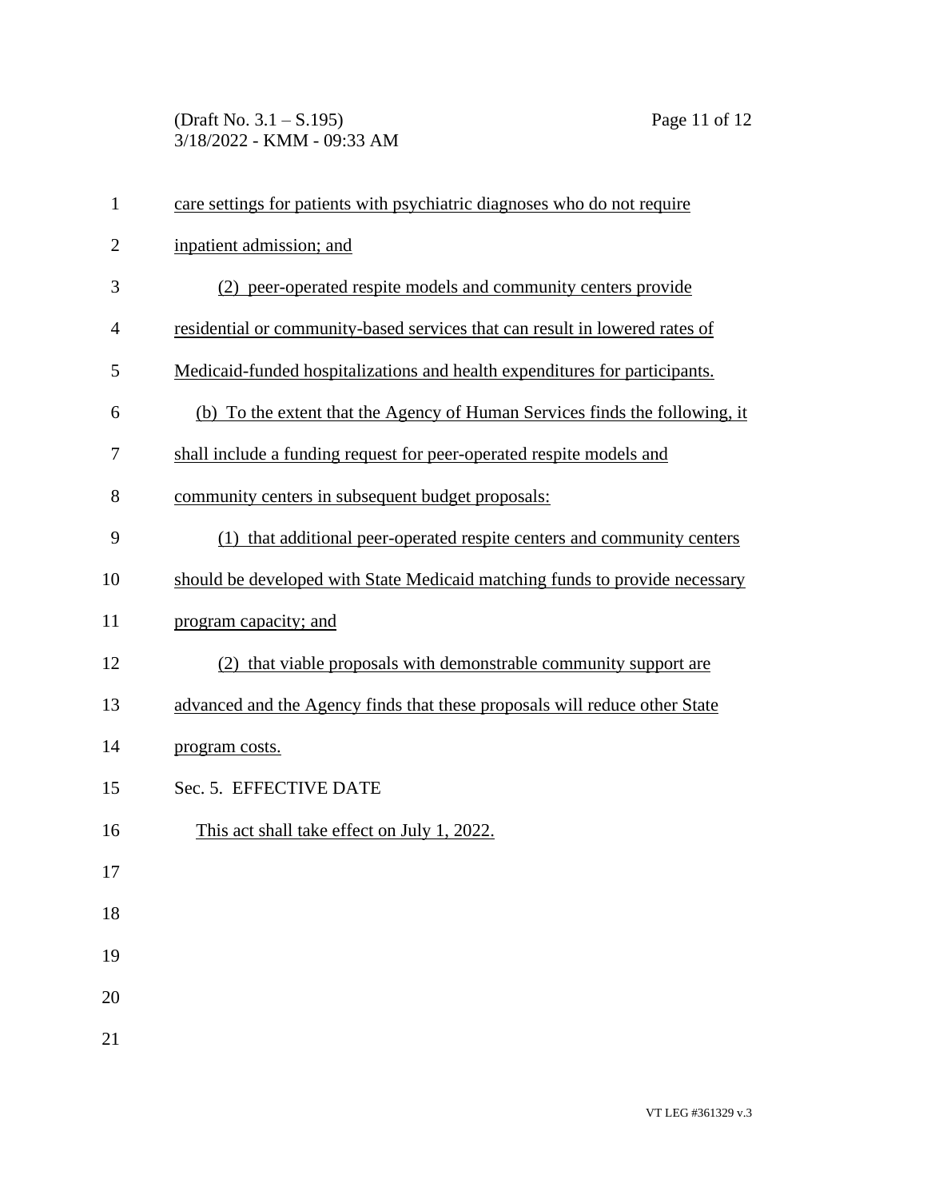care settings for patients with psychiatric diagnoses who do not require inpatient admission; and

(2) peer-operated respite models and community centers provide residential or community-based services that can result in lowered rates of Medicaid-funded hospitalizations and health expenditures for participants.

(b) To the extent that the Agency of Human Services finds the following, it shall include a funding request for peer-operated respite models and community centers in subsequent budget proposals:

(1) that additional peer-operated respite centers and community centers should be developed with State Medicaid matching funds to provide necessary program capacity; and

(2) that viable proposals with demonstrable community support are advanced and the Agency finds that these proposals will reduce other State program costs.

Sec. 5. EFFECTIVE DATE

This act shall take effect on July 1, 2022.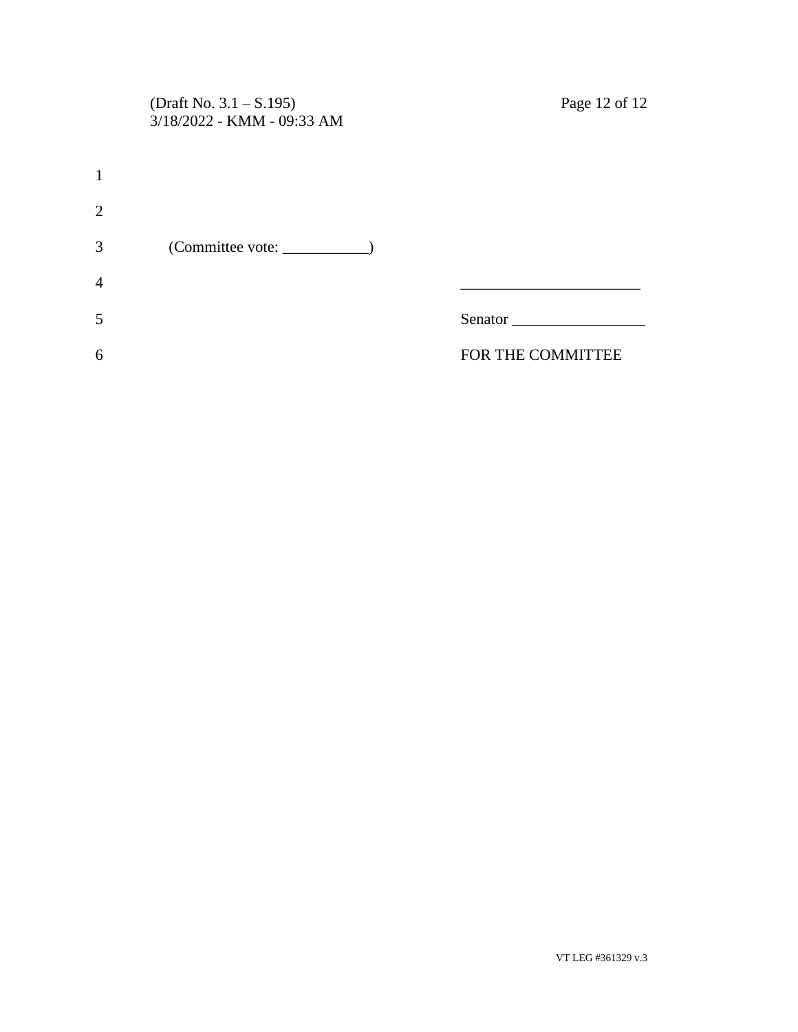(Committee vote: ___________)

_______________________

Senator _________________

FOR THE COMMITTEE